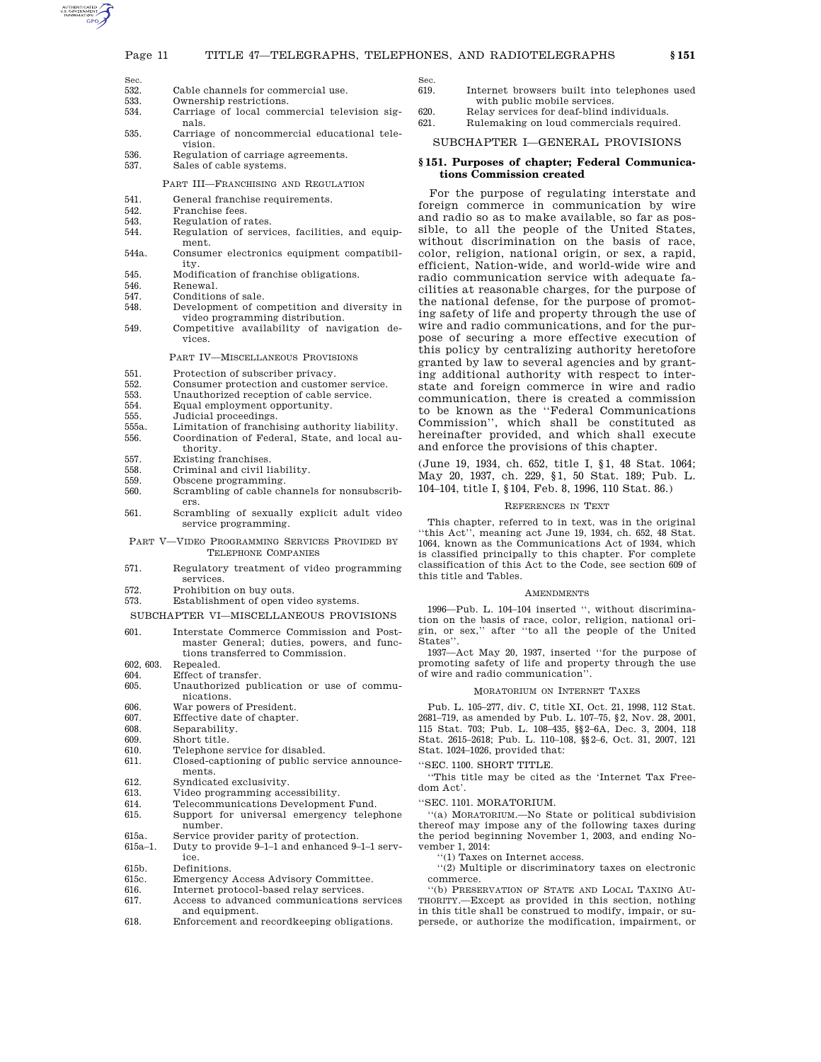| Sec. | |
|---|---|
| 532. | Cable channels for commercial use. |
| 533. | Ownership restrictions. |
| 534. | Carriage of local commercial television signals. |
| 535. | Carriage of noncommercial educational television. |
| 536. | Regulation of carriage agreements. |
| 537. | Sales of cable systems. |

PART III—FRANCHISING AND REGULATION

| | |
|---|---|
| 541. | General franchise requirements. |
| 542. | Franchise fees. |
| 543. | Regulation of rates. |
| 544. | Regulation of services, facilities, and equipment. |
| 544a. | Consumer electronics equipment compatibility. |
| 545. | Modification of franchise obligations. |
| 546. | Renewal. |
| 547. | Conditions of sale. |
| 548. | Development of competition and diversity in video programming distribution. |
| 549. | Competitive availability of navigation devices. |

PART IV—MISCELLANEOUS PROVISIONS

| | |
|---|---|
| 551. | Protection of subscriber privacy. |
| 552. | Consumer protection and customer service. |
| 553. | Unauthorized reception of cable service. |
| 554. | Equal employment opportunity. |
| 555. | Judicial proceedings. |
| 555a. | Limitation of franchising authority liability. |
| 556. | Coordination of Federal, State, and local authority. |
| 557. | Existing franchises. |
| 558. | Criminal and civil liability. |
| 559. | Obscene programming. |
| 560. | Scrambling of cable channels for nonsubscribers. |
| 561. | Scrambling of sexually explicit adult video service programming. |

PART V—VIDEO PROGRAMMING SERVICES PROVIDED BY TELEPHONE COMPANIES

| | |
|---|---|
| 571. | Regulatory treatment of video programming services. |
| 572. | Prohibition on buy outs. |
| 573. | Establishment of open video systems. |

SUBCHAPTER VI—MISCELLANEOUS PROVISIONS

| | |
|---|---|
| 601. | Interstate Commerce Commission and Postmaster General; duties, powers, and functions transferred to Commission. |
| 602, 603. | Repealed. |
| 604. | Effect of transfer. |
| 605. | Unauthorized publication or use of communications. |
| 606. | War powers of President. |
| 607. | Effective date of chapter. |
| 608. | Separability. |
| 609. | Short title. |
| 610. | Telephone service for disabled. |
| 611. | Closed-captioning of public service announcements. |
| 612. | Syndicated exclusivity. |
| 613. | Video programming accessibility. |
| 614. | Telecommunications Development Fund. |
| 615. | Support for universal emergency telephone number. |
| 615a. | Service provider parity of protection. |
| 615a–1. | Duty to provide 9–1–1 and enhanced 9–1–1 service. |
| 615b. | Definitions. |
| 615c. | Emergency Access Advisory Committee. |
| 616. | Internet protocol-based relay services. |
| 617. | Access to advanced communications services and equipment. |
| 618. | Enforcement and recordkeeping obligations. |
| 619. | Internet browsers built into telephones used with public mobile services. |
| 620. | Relay services for deaf-blind individuals. |
| 621. | Rulemaking on loud commercials required. |

## SUBCHAPTER I—GENERAL PROVISIONS

### §151. Purposes of chapter; Federal Communications Commission created

For the purpose of regulating interstate and foreign commerce in communication by wire and radio so as to make available, so far as possible, to all the people of the United States, without discrimination on the basis of race, color, religion, national origin, or sex, a rapid, efficient, Nation-wide, and world-wide wire and radio communication service with adequate facilities at reasonable charges, for the purpose of the national defense, for the purpose of promoting safety of life and property through the use of wire and radio communications, and for the purpose of securing a more effective execution of this policy by centralizing authority heretofore granted by law to several agencies and by granting additional authority with respect to interstate and foreign commerce in wire and radio communication, there is created a commission to be known as the ''Federal Communications Commission'', which shall be constituted as hereinafter provided, and which shall execute and enforce the provisions of this chapter.

(June 19, 1934, ch. 652, title I, §1, 48 Stat. 1064; May 20, 1937, ch. 229, §1, 50 Stat. 189; Pub. L. 104–104, title I, §104, Feb. 8, 1996, 110 Stat. 86.)

REFERENCES IN TEXT

This chapter, referred to in text, was in the original ''this Act'', meaning act June 19, 1934, ch. 652, 48 Stat. 1064, known as the Communications Act of 1934, which is classified principally to this chapter. For complete classification of this Act to the Code, see section 609 of this title and Tables.

AMENDMENTS

1996—Pub. L. 104–104 inserted '', without discrimination on the basis of race, color, religion, national origin, or sex,'' after ''to all the people of the United States''.

1937—Act May 20, 1937, inserted ''for the purpose of promoting safety of life and property through the use of wire and radio communication''.

MORATORIUM ON INTERNET TAXES

Pub. L. 105–277, div. C, title XI, Oct. 21, 1998, 112 Stat. 2681–719, as amended by Pub. L. 107–75, §2, Nov. 28, 2001, 115 Stat. 703; Pub. L. 108–435, §§2–6A, Dec. 3, 2004, 118 Stat. 2615–2618; Pub. L. 110–108, §§2–6, Oct. 31, 2007, 121 Stat. 1024–1026, provided that:

''SEC. 1100. SHORT TITLE.

''This title may be cited as the 'Internet Tax Freedom Act'.

''SEC. 1101. MORATORIUM.

''(a) MORATORIUM.—No State or political subdivision thereof may impose any of the following taxes during the period beginning November 1, 2003, and ending November 1, 2014:

''(1) Taxes on Internet access.

''(2) Multiple or discriminatory taxes on electronic commerce.

''(b) PRESERVATION OF STATE AND LOCAL TAXING AUTHORITY.—Except as provided in this section, nothing in this title shall be construed to modify, impair, or supersede, or authorize the modification, impairment, or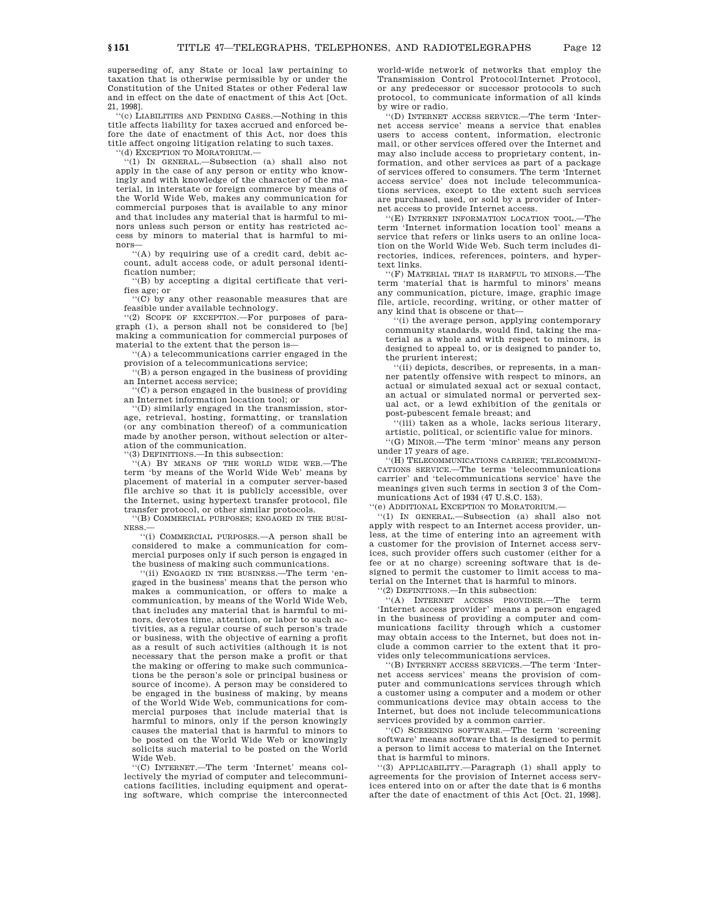superseding of, any State or local law pertaining to taxation that is otherwise permissible by or under the Constitution of the United States or other Federal law and in effect on the date of enactment of this Act [Oct. 21, 1998].

"(c) LIABILITIES AND PENDING CASES.—Nothing in this title affects liability for taxes accrued and enforced before the date of enactment of this Act, nor does this title affect ongoing litigation relating to such taxes.

"(d) EXCEPTION TO MORATORIUM.—

"(1) IN GENERAL.—Subsection (a) shall also not apply in the case of any person or entity who knowingly and with knowledge of the character of the material, in interstate or foreign commerce by means of the World Wide Web, makes any communication for commercial purposes that is available to any minor and that includes any material that is harmful to minors unless such person or entity has restricted access by minors to material that is harmful to minors—

"(A) by requiring use of a credit card, debit account, adult access code, or adult personal identification number;

"(B) by accepting a digital certificate that verifies age; or

"(C) by any other reasonable measures that are feasible under available technology.

"(2) SCOPE OF EXCEPTION.—For purposes of paragraph (1), a person shall not be considered to [be] making a communication for commercial purposes of material to the extent that the person is—

"(A) a telecommunications carrier engaged in the provision of a telecommunications service;

"(B) a person engaged in the business of providing an Internet access service;

"(C) a person engaged in the business of providing an Internet information location tool; or

"(D) similarly engaged in the transmission, storage, retrieval, hosting, formatting, or translation (or any combination thereof) of a communication made by another person, without selection or alteration of the communication.

"(3) DEFINITIONS.—In this subsection:

"(A) BY MEANS OF THE WORLD WIDE WEB.—The term 'by means of the World Wide Web' means by placement of material in a computer server-based file archive so that it is publicly accessible, over the Internet, using hypertext transfer protocol, file transfer protocol, or other similar protocols.

"(B) COMMERCIAL PURPOSES; ENGAGED IN THE BUSINESS.—

"(i) COMMERCIAL PURPOSES.—A person shall be considered to make a communication for commercial purposes only if such person is engaged in the business of making such communications.

"(ii) ENGAGED IN THE BUSINESS.—The term 'engaged in the business' means that the person who makes a communication, or offers to make a communication, by means of the World Wide Web, that includes any material that is harmful to minors, devotes time, attention, or labor to such activities, as a regular course of such person's trade or business, with the objective of earning a profit as a result of such activities (although it is not necessary that the person make a profit or that the making or offering to make such communications be the person's sole or principal business or source of income). A person may be considered to be engaged in the business of making, by means of the World Wide Web, communications for commercial purposes that include material that is harmful to minors, only if the person knowingly causes the material that is harmful to minors to be posted on the World Wide Web or knowingly solicits such material to be posted on the World Wide Web.

"(C) INTERNET.—The term 'Internet' means collectively the myriad of computer and telecommunications facilities, including equipment and operating software, which comprise the interconnected world-wide network of networks that employ the Transmission Control Protocol/Internet Protocol, or any predecessor or successor protocols to such protocol, to communicate information of all kinds by wire or radio.

"(D) INTERNET ACCESS SERVICE.—The term 'Internet access service' means a service that enables users to access content, information, electronic mail, or other services offered over the Internet and may also include access to proprietary content, information, and other services as part of a package of services offered to consumers. The term 'Internet access service' does not include telecommunications services, except to the extent such services are purchased, used, or sold by a provider of Internet access to provide Internet access.

"(E) INTERNET INFORMATION LOCATION TOOL.—The term 'Internet information location tool' means a service that refers or links users to an online location on the World Wide Web. Such term includes directories, indices, references, pointers, and hypertext links.

"(F) MATERIAL THAT IS HARMFUL TO MINORS.—The term 'material that is harmful to minors' means any communication, picture, image, graphic image file, article, recording, writing, or other matter of any kind that is obscene or that—

"(i) the average person, applying contemporary community standards, would find, taking the material as a whole and with respect to minors, is designed to appeal to, or is designed to pander to, the prurient interest;

"(ii) depicts, describes, or represents, in a manner patently offensive with respect to minors, an actual or simulated sexual act or sexual contact, an actual or simulated normal or perverted sexual act, or a lewd exhibition of the genitals or post-pubescent female breast; and

"(iii) taken as a whole, lacks serious literary, artistic, political, or scientific value for minors.

"(G) MINOR.—The term 'minor' means any person under 17 years of age.

"(H) TELECOMMUNICATIONS CARRIER; TELECOMMUNICATIONS SERVICE.—The terms 'telecommunications carrier' and 'telecommunications service' have the meanings given such terms in section 3 of the Communications Act of 1934 (47 U.S.C. 153).

"(e) ADDITIONAL EXCEPTION TO MORATORIUM.—

"(1) IN GENERAL.—Subsection (a) shall also not apply with respect to an Internet access provider, unless, at the time of entering into an agreement with a customer for the provision of Internet access services, such provider offers such customer (either for a fee or at no charge) screening software that is designed to permit the customer to limit access to material on the Internet that is harmful to minors.

"(2) DEFINITIONS.—In this subsection:

"(A) INTERNET ACCESS PROVIDER.—The term 'Internet access provider' means a person engaged in the business of providing a computer and communications facility through which a customer may obtain access to the Internet, but does not include a common carrier to the extent that it provides only telecommunications services.

"(B) INTERNET ACCESS SERVICES.—The term 'Internet access services' means the provision of computer and communications services through which a customer using a computer and a modem or other communications device may obtain access to the Internet, but does not include telecommunications services provided by a common carrier.

"(C) SCREENING SOFTWARE.—The term 'screening software' means software that is designed to permit a person to limit access to material on the Internet that is harmful to minors.

"(3) APPLICABILITY.—Paragraph (1) shall apply to agreements for the provision of Internet access services entered into on or after the date that is 6 months after the date of enactment of this Act [Oct. 21, 1998].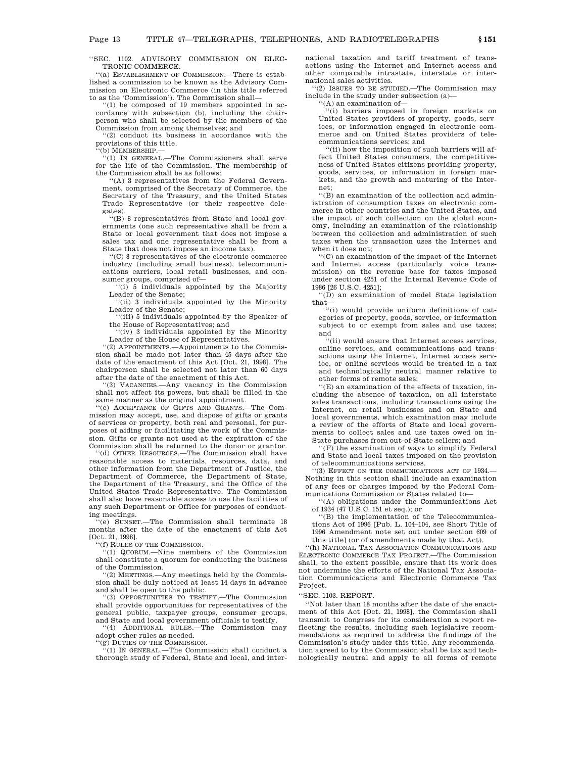''SEC. 1102. ADVISORY COMMISSION ON ELECTRONIC COMMERCE.

''(a) ESTABLISHMENT OF COMMISSION.—There is established a commission to be known as the Advisory Commission on Electronic Commerce (in this title referred to as the 'Commission'). The Commission shall—

''(1) be composed of 19 members appointed in accordance with subsection (b), including the chairperson who shall be selected by the members of the Commission from among themselves; and

''(2) conduct its business in accordance with the provisions of this title.

''(b) MEMBERSHIP.—

''(1) IN GENERAL.—The Commissioners shall serve for the life of the Commission. The membership of the Commission shall be as follows:

''(A) 3 representatives from the Federal Government, comprised of the Secretary of Commerce, the Secretary of the Treasury, and the United States Trade Representative (or their respective delegates).

''(B) 8 representatives from State and local governments (one such representative shall be from a State or local government that does not impose a sales tax and one representative shall be from a State that does not impose an income tax).

''(C) 8 representatives of the electronic commerce industry (including small business), telecommunications carriers, local retail businesses, and consumer groups, comprised of—

''(i) 5 individuals appointed by the Majority Leader of the Senate;

''(ii) 3 individuals appointed by the Minority Leader of the Senate;

''(iii) 5 individuals appointed by the Speaker of the House of Representatives; and

''(iv) 3 individuals appointed by the Minority Leader of the House of Representatives.

''(2) APPOINTMENTS.—Appointments to the Commission shall be made not later than 45 days after the date of the enactment of this Act [Oct. 21, 1998]. The chairperson shall be selected not later than 60 days after the date of the enactment of this Act.

''(3) VACANCIES.—Any vacancy in the Commission shall not affect its powers, but shall be filled in the same manner as the original appointment.

''(c) ACCEPTANCE OF GIFTS AND GRANTS.—The Commission may accept, use, and dispose of gifts or grants of services or property, both real and personal, for purposes of aiding or facilitating the work of the Commission. Gifts or grants not used at the expiration of the Commission shall be returned to the donor or grantor.

''(d) OTHER RESOURCES.—The Commission shall have reasonable access to materials, resources, data, and other information from the Department of Justice, the Department of Commerce, the Department of State, the Department of the Treasury, and the Office of the United States Trade Representative. The Commission shall also have reasonable access to use the facilities of any such Department or Office for purposes of conducting meetings.

''(e) SUNSET.—The Commission shall terminate 18 months after the date of the enactment of this Act [Oct. 21, 1998].

''(f) RULES OF THE COMMISSION.—

''(1) QUORUM.—Nine members of the Commission shall constitute a quorum for conducting the business of the Commission.

''(2) MEETINGS.—Any meetings held by the Commission shall be duly noticed at least 14 days in advance and shall be open to the public.

''(3) OPPORTUNITIES TO TESTIFY.—The Commission shall provide opportunities for representatives of the general public, taxpayer groups, consumer groups, and State and local government officials to testify.

''(4) ADDITIONAL RULES.—The Commission may adopt other rules as needed.

''(g) DUTIES OF THE COMMISSION.—

''(1) IN GENERAL.—The Commission shall conduct a thorough study of Federal, State and local, and international taxation and tariff treatment of transactions using the Internet and Internet access and other comparable intrastate, interstate or international sales activities.

''(2) ISSUES TO BE STUDIED.—The Commission may include in the study under subsection (a)—

''(A) an examination of—

''(i) barriers imposed in foreign markets on United States providers of property, goods, services, or information engaged in electronic commerce and on United States providers of telecommunications services; and

''(ii) how the imposition of such barriers will affect United States consumers, the competitiveness of United States citizens providing property, goods, services, or information in foreign markets, and the growth and maturing of the Internet;

''(B) an examination of the collection and administration of consumption taxes on electronic commerce in other countries and the United States, and the impact of such collection on the global economy, including an examination of the relationship between the collection and administration of such taxes when the transaction uses the Internet and when it does not;

''(C) an examination of the impact of the Internet and Internet access (particularly voice transmission) on the revenue base for taxes imposed under section 4251 of the Internal Revenue Code of 1986 [26 U.S.C. 4251];

''(D) an examination of model State legislation that—

''(i) would provide uniform definitions of categories of property, goods, service, or information subject to or exempt from sales and use taxes; and

''(ii) would ensure that Internet access services, online services, and communications and transactions using the Internet, Internet access service, or online services would be treated in a tax and technologically neutral manner relative to other forms of remote sales;

''(E) an examination of the effects of taxation, including the absence of taxation, on all interstate sales transactions, including transactions using the Internet, on retail businesses and on State and local governments, which examination may include a review of the efforts of State and local governments to collect sales and use taxes owed on in-State purchases from out-of-State sellers; and

''(F) the examination of ways to simplify Federal and State and local taxes imposed on the provision of telecommunications services.

''(3) EFFECT ON THE COMMUNICATIONS ACT OF 1934.—Nothing in this section shall include an examination of any fees or charges imposed by the Federal Communications Commission or States related to—

''(A) obligations under the Communications Act of 1934 (47 U.S.C. 151 et seq.); or

''(B) the implementation of the Telecommunications Act of 1996 [Pub. L. 104–104, see Short Title of 1996 Amendment note set out under section 609 of this title] (or of amendments made by that Act).

''(h) NATIONAL TAX ASSOCIATION COMMUNICATIONS AND ELECTRONIC COMMERCE TAX PROJECT.—The Commission shall, to the extent possible, ensure that its work does not undermine the efforts of the National Tax Association Communications and Electronic Commerce Tax Project.

''SEC. 1103. REPORT.

''Not later than 18 months after the date of the enactment of this Act [Oct. 21, 1998], the Commission shall transmit to Congress for its consideration a report reflecting the results, including such legislative recommendations as required to address the findings of the Commission's study under this title. Any recommendation agreed to by the Commission shall be tax and technologically neutral and apply to all forms of remote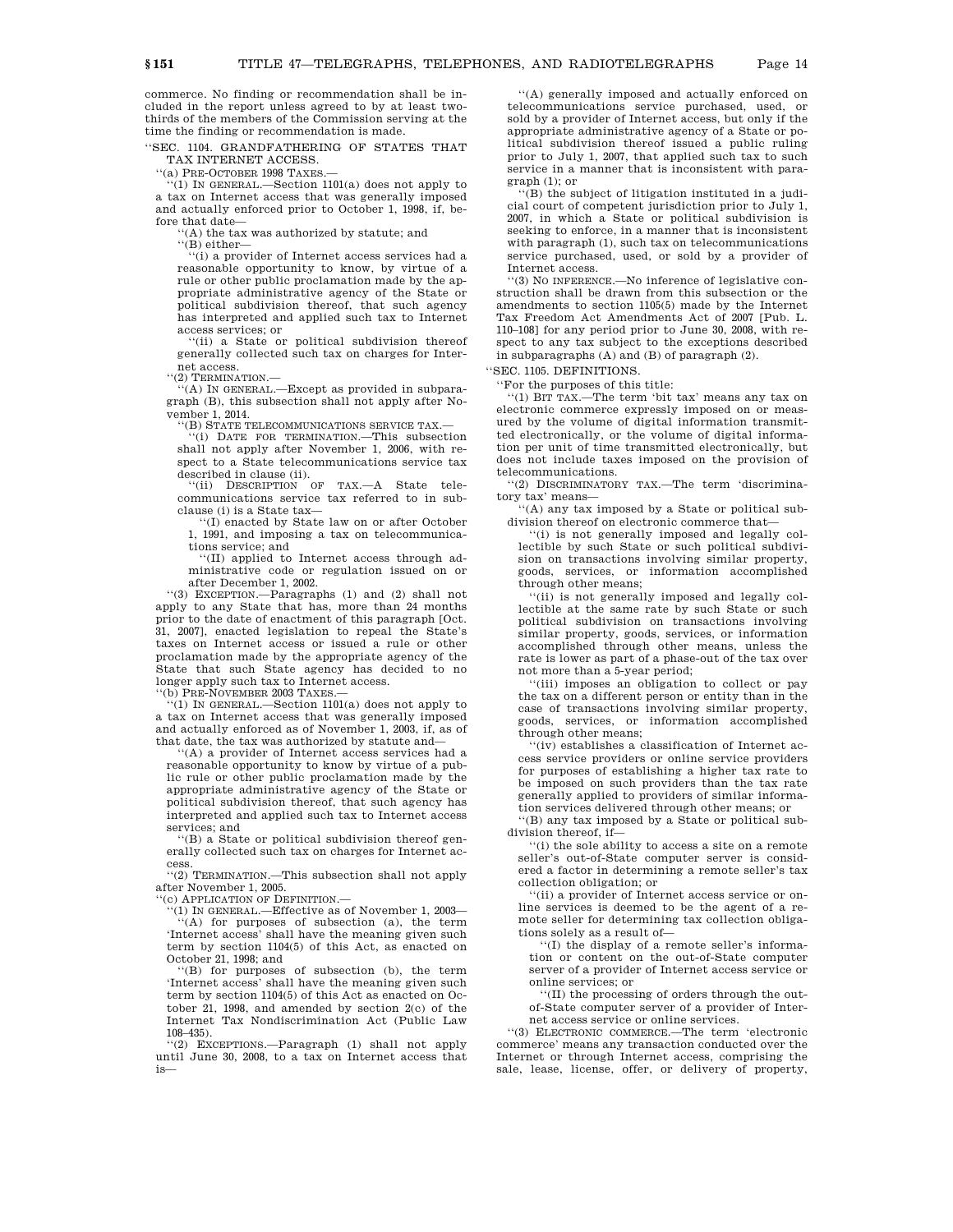commerce. No finding or recommendation shall be included in the report unless agreed to by at least two-thirds of the members of the Commission serving at the time the finding or recommendation is made.

''SEC. 1104. GRANDFATHERING OF STATES THAT TAX INTERNET ACCESS.

''(a) PRE-OCTOBER 1998 TAXES.—

''(1) IN GENERAL.—Section 1101(a) does not apply to a tax on Internet access that was generally imposed and actually enforced prior to October 1, 1998, if, before that date—

''(A) the tax was authorized by statute; and

''(B) either—

''(i) a provider of Internet access services had a reasonable opportunity to know, by virtue of a rule or other public proclamation made by the appropriate administrative agency of the State or political subdivision thereof, that such agency has interpreted and applied such tax to Internet access services; or

''(ii) a State or political subdivision thereof generally collected such tax on charges for Internet access.

''(2) TERMINATION.—

''(A) IN GENERAL.—Except as provided in subparagraph (B), this subsection shall not apply after November 1, 2014.

''(B) STATE TELECOMMUNICATIONS SERVICE TAX.—

''(i) DATE FOR TERMINATION.—This subsection shall not apply after November 1, 2006, with respect to a State telecommunications service tax described in clause (ii).

''(ii) DESCRIPTION OF TAX.—A State telecommunications service tax referred to in subclause (i) is a State tax—

''(I) enacted by State law on or after October 1, 1991, and imposing a tax on telecommunications service; and

''(II) applied to Internet access through administrative code or regulation issued on or after December 1, 2002.

''(3) EXCEPTION.—Paragraphs (1) and (2) shall not apply to any State that has, more than 24 months prior to the date of enactment of this paragraph [Oct. 31, 2007], enacted legislation to repeal the State's taxes on Internet access or issued a rule or other proclamation made by the appropriate agency of the State that such State agency has decided to no longer apply such tax to Internet access.

''(b) PRE-NOVEMBER 2003 TAXES.—

''(1) IN GENERAL.—Section 1101(a) does not apply to a tax on Internet access that was generally imposed and actually enforced as of November 1, 2003, if, as of that date, the tax was authorized by statute and—

''(A) a provider of Internet access services had a reasonable opportunity to know by virtue of a public rule or other public proclamation made by the appropriate administrative agency of the State or political subdivision thereof, that such agency has interpreted and applied such tax to Internet access services; and

''(B) a State or political subdivision thereof generally collected such tax on charges for Internet access.

''(2) TERMINATION.—This subsection shall not apply after November 1, 2005.

''(c) APPLICATION OF DEFINITION.—

''(1) IN GENERAL.—Effective as of November 1, 2003—

''(A) for purposes of subsection (a), the term 'Internet access' shall have the meaning given such term by section 1104(5) of this Act, as enacted on October 21, 1998; and

''(B) for purposes of subsection (b), the term 'Internet access' shall have the meaning given such term by section 1104(5) of this Act as enacted on October 21, 1998, and amended by section 2(c) of the Internet Tax Nondiscrimination Act (Public Law 108–435).

''(2) EXCEPTIONS.—Paragraph (1) shall not apply until June 30, 2008, to a tax on Internet access that is—

''(A) generally imposed and actually enforced on telecommunications service purchased, used, or sold by a provider of Internet access, but only if the appropriate administrative agency of a State or political subdivision thereof issued a public ruling prior to July 1, 2007, that applied such tax to such service in a manner that is inconsistent with paragraph (1); or

''(B) the subject of litigation instituted in a judicial court of competent jurisdiction prior to July 1, 2007, in which a State or political subdivision is seeking to enforce, in a manner that is inconsistent with paragraph (1), such tax on telecommunications service purchased, used, or sold by a provider of Internet access.

''(3) NO INFERENCE.—No inference of legislative construction shall be drawn from this subsection or the amendments to section 1105(5) made by the Internet Tax Freedom Act Amendments Act of 2007 [Pub. L. 110–108] for any period prior to June 30, 2008, with respect to any tax subject to the exceptions described in subparagraphs (A) and (B) of paragraph (2).

''SEC. 1105. DEFINITIONS.

''For the purposes of this title:

''(1) BIT TAX.—The term 'bit tax' means any tax on electronic commerce expressly imposed on or measured by the volume of digital information transmitted electronically, or the volume of digital information per unit of time transmitted electronically, but does not include taxes imposed on the provision of telecommunications.

''(2) DISCRIMINATORY TAX.—The term 'discriminatory tax' means—

''(A) any tax imposed by a State or political subdivision thereof on electronic commerce that—

''(i) is not generally imposed and legally collectible by such State or such political subdivision on transactions involving similar property, goods, services, or information accomplished through other means;

''(ii) is not generally imposed and legally collectible at the same rate by such State or such political subdivision on transactions involving similar property, goods, services, or information accomplished through other means, unless the rate is lower as part of a phase-out of the tax over not more than a 5-year period;

''(iii) imposes an obligation to collect or pay the tax on a different person or entity than in the case of transactions involving similar property, goods, services, or information accomplished through other means;

''(iv) establishes a classification of Internet access service providers or online service providers for purposes of establishing a higher tax rate to be imposed on such providers than the tax rate generally applied to providers of similar information services delivered through other means; or

''(B) any tax imposed by a State or political subdivision thereof, if—

''(i) the sole ability to access a site on a remote seller's out-of-State computer server is considered a factor in determining a remote seller's tax collection obligation; or

''(ii) a provider of Internet access service or online services is deemed to be the agent of a remote seller for determining tax collection obligations solely as a result of—

''(I) the display of a remote seller's information or content on the out-of-State computer server of a provider of Internet access service or online services; or

''(II) the processing of orders through the out-of-State computer server of a provider of Internet access service or online services.

''(3) ELECTRONIC COMMERCE.—The term 'electronic commerce' means any transaction conducted over the Internet or through Internet access, comprising the sale, lease, license, offer, or delivery of property,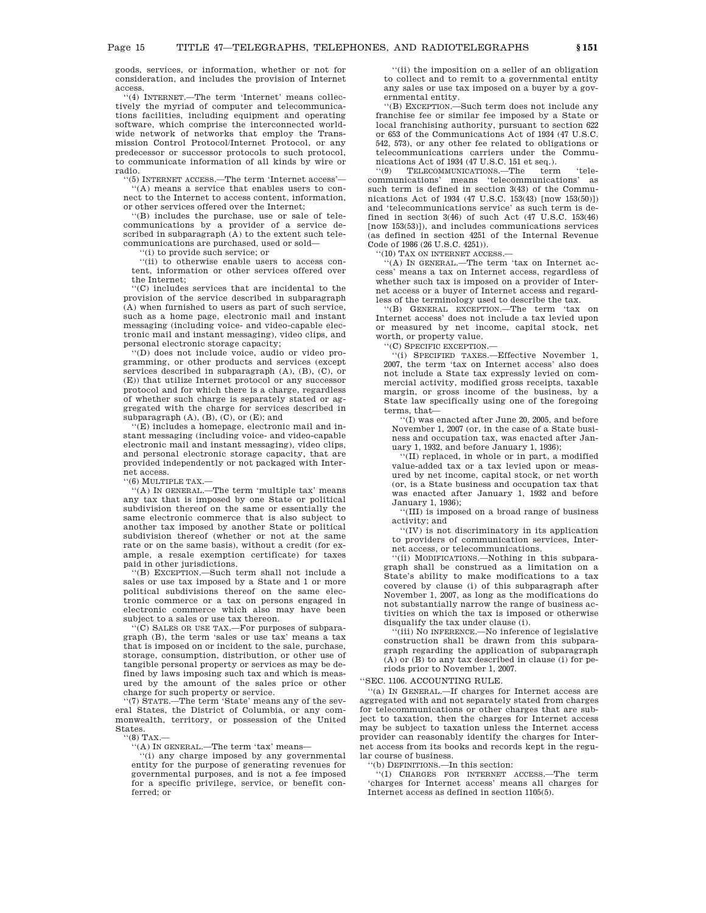goods, services, or information, whether or not for consideration, and includes the provision of Internet access.

''(4) INTERNET.—The term 'Internet' means collectively the myriad of computer and telecommunications facilities, including equipment and operating software, which comprise the interconnected worldwide network of networks that employ the Transmission Control Protocol/Internet Protocol, or any predecessor or successor protocols to such protocol, to communicate information of all kinds by wire or radio.

''(5) INTERNET ACCESS.—The term 'Internet access'—

''(A) means a service that enables users to connect to the Internet to access content, information, or other services offered over the Internet;

''(B) includes the purchase, use or sale of telecommunications by a provider of a service described in subparagraph (A) to the extent such telecommunications are purchased, used or sold—

''(i) to provide such service; or

''(ii) to otherwise enable users to access content, information or other services offered over the Internet;

''(C) includes services that are incidental to the provision of the service described in subparagraph (A) when furnished to users as part of such service, such as a home page, electronic mail and instant messaging (including voice- and video-capable electronic mail and instant messaging), video clips, and personal electronic storage capacity;

''(D) does not include voice, audio or video programming, or other products and services (except services described in subparagraph (A), (B), (C), or (E)) that utilize Internet protocol or any successor protocol and for which there is a charge, regardless of whether such charge is separately stated or aggregated with the charge for services described in subparagraph (A), (B), (C), or (E); and

''(E) includes a homepage, electronic mail and instant messaging (including voice- and video-capable electronic mail and instant messaging), video clips, and personal electronic storage capacity, that are provided independently or not packaged with Internet access.

''(6) MULTIPLE TAX.—

''(A) IN GENERAL.—The term 'multiple tax' means any tax that is imposed by one State or political subdivision thereof on the same or essentially the same electronic commerce that is also subject to another tax imposed by another State or political subdivision thereof (whether or not at the same rate or on the same basis), without a credit (for example, a resale exemption certificate) for taxes paid in other jurisdictions.

''(B) EXCEPTION.—Such term shall not include a sales or use tax imposed by a State and 1 or more political subdivisions thereof on the same electronic commerce or a tax on persons engaged in electronic commerce which also may have been subject to a sales or use tax thereon.

''(C) SALES OR USE TAX.—For purposes of subparagraph (B), the term 'sales or use tax' means a tax that is imposed on or incident to the sale, purchase, storage, consumption, distribution, or other use of tangible personal property or services as may be defined by laws imposing such tax and which is measured by the amount of the sales price or other charge for such property or service.

''(7) STATE.—The term 'State' means any of the several States, the District of Columbia, or any commonwealth, territory, or possession of the United States.

''(8) TAX.—

''(A) IN GENERAL.—The term 'tax' means—

''(i) any charge imposed by any governmental entity for the purpose of generating revenues for governmental purposes, and is not a fee imposed for a specific privilege, service, or benefit conferred; or

''(ii) the imposition on a seller of an obligation to collect and to remit to a governmental entity any sales or use tax imposed on a buyer by a governmental entity.

''(B) EXCEPTION.—Such term does not include any franchise fee or similar fee imposed by a State or local franchising authority, pursuant to section 622 or 653 of the Communications Act of 1934 (47 U.S.C. 542, 573), or any other fee related to obligations or telecommunications carriers under the Communications Act of 1934 (47 U.S.C. 151 et seq.).

''(9) TELECOMMUNICATIONS.—The term 'telecommunications' means 'telecommunications' as such term is defined in section 3(43) of the Communications Act of 1934 (47 U.S.C. 153(43) [now 153(50)]) and 'telecommunications service' as such term is defined in section 3(46) of such Act (47 U.S.C. 153(46) [now 153(53)]), and includes communications services (as defined in section 4251 of the Internal Revenue Code of 1986 (26 U.S.C. 4251)).

''(10) TAX ON INTERNET ACCESS.—

''(A) IN GENERAL.—The term 'tax on Internet access' means a tax on Internet access, regardless of whether such tax is imposed on a provider of Internet access or a buyer of Internet access and regardless of the terminology used to describe the tax.

''(B) GENERAL EXCEPTION.—The term 'tax on Internet access' does not include a tax levied upon or measured by net income, capital stock, net worth, or property value.

''(C) SPECIFIC EXCEPTION.—

''(i) SPECIFIED TAXES.—Effective November 1, 2007, the term 'tax on Internet access' also does not include a State tax expressly levied on commercial activity, modified gross receipts, taxable margin, or gross income of the business, by a State law specifically using one of the foregoing terms, that—

''(I) was enacted after June 20, 2005, and before November 1, 2007 (or, in the case of a State business and occupation tax, was enacted after January 1, 1932, and before January 1, 1936);

''(II) replaced, in whole or in part, a modified value-added tax or a tax levied upon or measured by net income, capital stock, or net worth (or, is a State business and occupation tax that was enacted after January 1, 1932 and before January 1, 1936);

''(III) is imposed on a broad range of business activity; and

''(IV) is not discriminatory in its application to providers of communication services, Internet access, or telecommunications.

''(ii) MODIFICATIONS.—Nothing in this subparagraph shall be construed as a limitation on a State's ability to make modifications to a tax covered by clause (i) of this subparagraph after November 1, 2007, as long as the modifications do not substantially narrow the range of business activities on which the tax is imposed or otherwise disqualify the tax under clause (i).

''(iii) NO INFERENCE.—No inference of legislative construction shall be drawn from this subparagraph regarding the application of subparagraph (A) or (B) to any tax described in clause (i) for periods prior to November 1, 2007.

''SEC. 1106. ACCOUNTING RULE.

''(a) IN GENERAL.—If charges for Internet access are aggregated with and not separately stated from charges for telecommunications or other charges that are subject to taxation, then the charges for Internet access may be subject to taxation unless the Internet access provider can reasonably identify the charges for Internet access from its books and records kept in the regular course of business.

''(b) DEFINITIONS.—In this section:

''(1) CHARGES FOR INTERNET ACCESS.—The term 'charges for Internet access' means all charges for Internet access as defined in section 1105(5).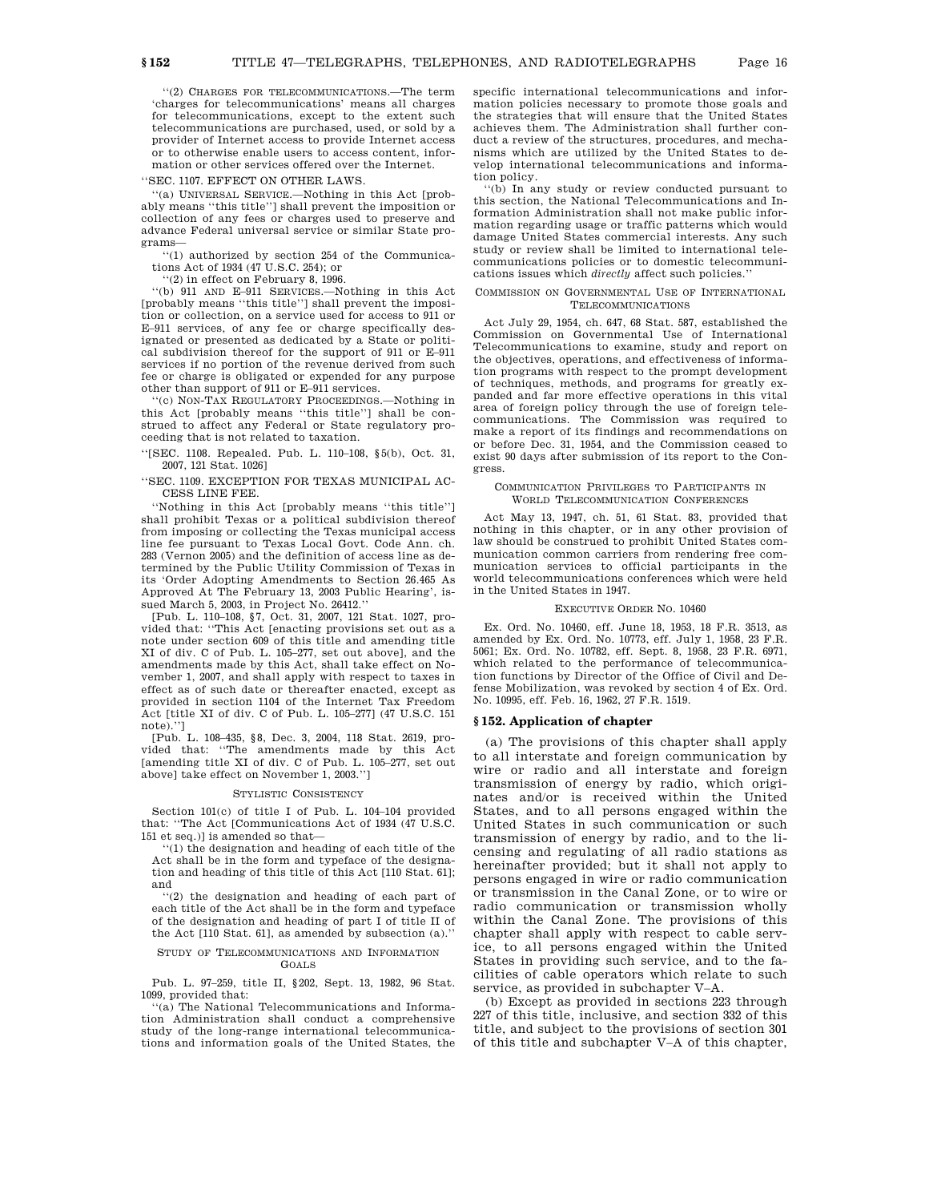"(2) CHARGES FOR TELECOMMUNICATIONS.—The term 'charges for telecommunications' means all charges for telecommunications, except to the extent such telecommunications are purchased, used, or sold by a provider of Internet access to provide Internet access or to otherwise enable users to access content, information or other services offered over the Internet.

"SEC. 1107. EFFECT ON OTHER LAWS.

"(a) UNIVERSAL SERVICE.—Nothing in this Act [probably means "this title"] shall prevent the imposition or collection of any fees or charges used to preserve and advance Federal universal service or similar State programs—

"(1) authorized by section 254 of the Communications Act of 1934 (47 U.S.C. 254); or

"(2) in effect on February 8, 1996.

"(b) 911 AND E–911 SERVICES.—Nothing in this Act [probably means "this title"] shall prevent the imposition or collection, on a service used for access to 911 or E–911 services, of any fee or charge specifically designated or presented as dedicated by a State or political subdivision thereof for the support of 911 or E–911 services if no portion of the revenue derived from such fee or charge is obligated or expended for any purpose other than support of 911 or E–911 services.

"(c) NON-TAX REGULATORY PROCEEDINGS.—Nothing in this Act [probably means "this title"] shall be construed to affect any Federal or State regulatory proceeding that is not related to taxation.

"[SEC. 1108. Repealed. Pub. L. 110–108, §5(b), Oct. 31, 2007, 121 Stat. 1026]

"SEC. 1109. EXCEPTION FOR TEXAS MUNICIPAL ACCESS LINE FEE.

"Nothing in this Act [probably means "this title"] shall prohibit Texas or a political subdivision thereof from imposing or collecting the Texas municipal access line fee pursuant to Texas Local Govt. Code Ann. ch. 283 (Vernon 2005) and the definition of access line as determined by the Public Utility Commission of Texas in its 'Order Adopting Amendments to Section 26.465 As Approved At The February 13, 2003 Public Hearing', issued March 5, 2003, in Project No. 26412."

[Pub. L. 110–108, §7, Oct. 31, 2007, 121 Stat. 1027, provided that: "This Act [enacting provisions set out as a note under section 609 of this title and amending title XI of div. C of Pub. L. 105–277, set out above], and the amendments made by this Act, shall take effect on November 1, 2007, and shall apply with respect to taxes in effect as of such date or thereafter enacted, except as provided in section 1104 of the Internet Tax Freedom Act [title XI of div. C of Pub. L. 105–277] (47 U.S.C. 151 note)."]

[Pub. L. 108–435, §8, Dec. 3, 2004, 118 Stat. 2619, provided that: "The amendments made by this Act [amending title XI of div. C of Pub. L. 105–277, set out above] take effect on November 1, 2003."]

STYLISTIC CONSISTENCY

Section 101(c) of title I of Pub. L. 104–104 provided that: "The Act [Communications Act of 1934 (47 U.S.C. 151 et seq.)] is amended so that—

"(1) the designation and heading of each title of the Act shall be in the form and typeface of the designation and heading of this title of this Act [110 Stat. 61]; and

"(2) the designation and heading of each part of each title of the Act shall be in the form and typeface of the designation and heading of part I of title II of the Act [110 Stat. 61], as amended by subsection (a)."

STUDY OF TELECOMMUNICATIONS AND INFORMATION GOALS

Pub. L. 97–259, title II, §202, Sept. 13, 1982, 96 Stat. 1099, provided that:

"(a) The National Telecommunications and Information Administration shall conduct a comprehensive study of the long-range international telecommunications and information goals of the United States, the specific international telecommunications and information policies necessary to promote those goals and the strategies that will ensure that the United States achieves them. The Administration shall further conduct a review of the structures, procedures, and mechanisms which are utilized by the United States to develop international telecommunications and information policy.

"(b) In any study or review conducted pursuant to this section, the National Telecommunications and Information Administration shall not make public information regarding usage or traffic patterns which would damage United States commercial interests. Any such study or review shall be limited to international telecommunications policies or to domestic telecommunications issues which *directly* affect such policies."

COMMISSION ON GOVERNMENTAL USE OF INTERNATIONAL TELECOMMUNICATIONS

Act July 29, 1954, ch. 647, 68 Stat. 587, established the Commission on Governmental Use of International Telecommunications to examine, study and report on the objectives, operations, and effectiveness of information programs with respect to the prompt development of techniques, methods, and programs for greatly expanded and far more effective operations in this vital area of foreign policy through the use of foreign telecommunications. The Commission was required to make a report of its findings and recommendations on or before Dec. 31, 1954, and the Commission ceased to exist 90 days after submission of its report to the Congress.

COMMUNICATION PRIVILEGES TO PARTICIPANTS IN WORLD TELECOMMUNICATION CONFERENCES

Act May 13, 1947, ch. 51, 61 Stat. 83, provided that nothing in this chapter, or in any other provision of law should be construed to prohibit United States common communication carriers from rendering free communication services to official participants in the world telecommunications conferences which were held in the United States in 1947.

EXECUTIVE ORDER NO. 10460

Ex. Ord. No. 10460, eff. June 18, 1953, 18 F.R. 3513, as amended by Ex. Ord. No. 10773, eff. July 1, 1958, 23 F.R. 5061; Ex. Ord. No. 10782, eff. Sept. 8, 1958, 23 F.R. 6971, which related to the performance of telecommunication functions by Director of the Office of Civil and Defense Mobilization, was revoked by section 4 of Ex. Ord. No. 10995, eff. Feb. 16, 1962, 27 F.R. 1519.

## §152. Application of chapter

(a) The provisions of this chapter shall apply to all interstate and foreign communication by wire or radio and all interstate and foreign transmission of energy by radio, which originates and/or is received within the United States, and to all persons engaged within the United States in such communication or such transmission of energy by radio, and to the licensing and regulating of all radio stations as hereinafter provided; but it shall not apply to persons engaged in wire or radio communication or transmission in the Canal Zone, or to wire or radio communication or transmission wholly within the Canal Zone. The provisions of this chapter shall apply with respect to cable service, to all persons engaged within the United States in providing such service, and to the facilities of cable operators which relate to such service, as provided in subchapter V–A.

(b) Except as provided in sections 223 through 227 of this title, inclusive, and section 332 of this title, and subject to the provisions of section 301 of this title and subchapter V–A of this chapter,